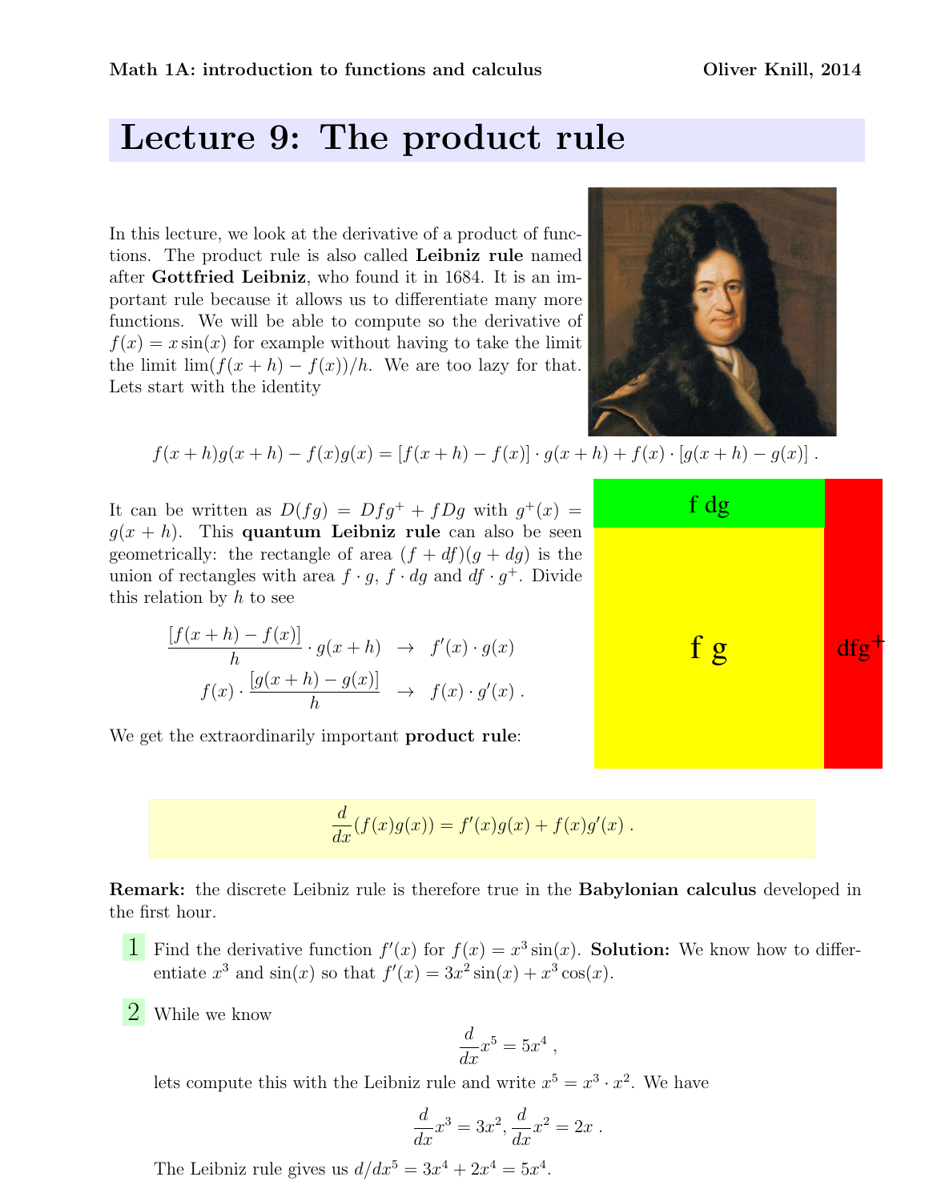# Lecture 9: The product rule

In this lecture, we look at the derivative of a product of functions. The product rule is also called **Leibniz rule** named after **Gottfried Leibniz**, who found it in 1684. It is an important rule because it allows us to differentiate many more functions. We will be able to compute so the derivative of $f(x) = x\sin(x)$ for example without having to take the limit the limit $\lim(f(x+h) - f(x))/h$. We are too lazy for that. Lets start with the identity

$$f(x+h)g(x+h) - f(x)g(x) = [f(x+h) - f(x)] \cdot g(x+h) + f(x) \cdot [g(x+h) - g(x)] \; .$$

It can be written as $D(fg) = Dfg^+ + fDg$ with $g^+(x) = g(x+h)$. This **quantum Leibniz rule** can also be seen geometrically: the rectangle of area $(f + df)(g + dg)$ is the union of rectangles with area $f \cdot g$, $f \cdot dg$ and $df \cdot g^+$. Divide this relation by $h$ to see

$$\frac{[f(x+h) - f(x)]}{h} \cdot g(x+h) \;\; \to \;\; f'(x) \cdot g(x)$$

$$f(x) \cdot \frac{[g(x+h) - g(x)]}{h} \;\; \to \;\; f(x) \cdot g'(x) \; .$$

We get the extraordinarily important **product rule**:

$$\frac{d}{dx}(f(x)g(x)) = f'(x)g(x) + f(x)g'(x) \; .$$

**Remark:** the discrete Leibniz rule is therefore true in the **Babylonian calculus** developed in the first hour.

**1** Find the derivative function $f'(x)$ for $f(x) = x^3 \sin(x)$. **Solution:** We know how to differentiate $x^3$ and $\sin(x)$ so that $f'(x) = 3x^2 \sin(x) + x^3 \cos(x)$.

**2** While we know

$$\frac{d}{dx} x^5 = 5x^4 \; ,$$

lets compute this with the Leibniz rule and write $x^5 = x^3 \cdot x^2$. We have

$$\frac{d}{dx} x^3 = 3x^2, \frac{d}{dx} x^2 = 2x \; .$$

The Leibniz rule gives us $d/dx^5 = 3x^4 + 2x^4 = 5x^4$.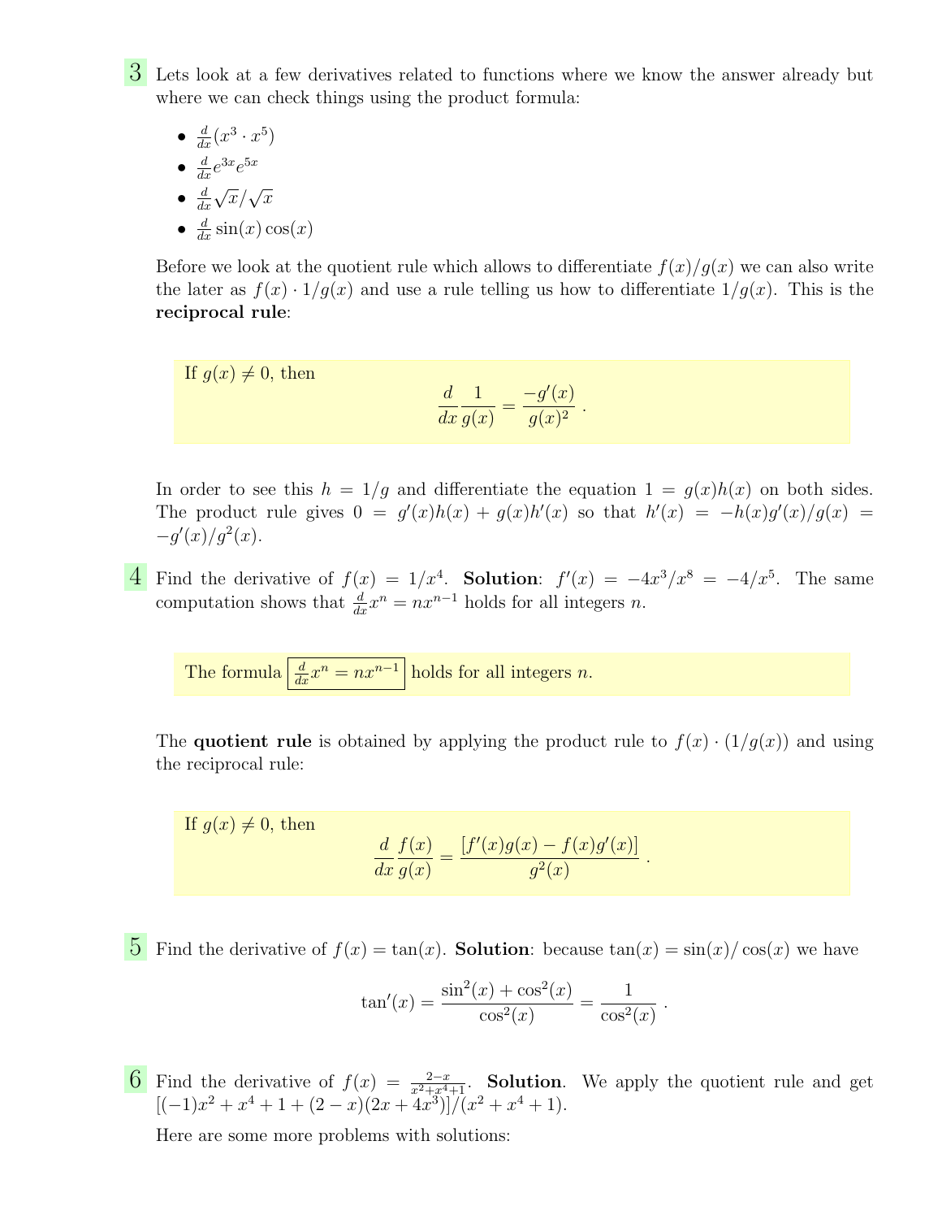**3** Lets look at a few derivatives related to functions where we know the answer already but where we can check things using the product formula:

- $\frac{d}{dx}(x^3 \cdot x^5)$
- $\frac{d}{dx} e^{3x} e^{5x}$
- $\frac{d}{dx} \sqrt{x}/\sqrt{x}$
- $\frac{d}{dx} \sin(x) \cos(x)$

Before we look at the quotient rule which allows to differentiate $f(x)/g(x)$ we can also write the later as $f(x) \cdot 1/g(x)$ and use a rule telling us how to differentiate $1/g(x)$. This is the **reciprocal rule**:

> If $g(x) \neq 0$, then
> $$\frac{d}{dx}\frac{1}{g(x)} = \frac{-g'(x)}{g(x)^2} .$$

In order to see this $h = 1/g$ and differentiate the equation $1 = g(x)h(x)$ on both sides. The product rule gives $0 = g'(x)h(x) + g(x)h'(x)$ so that $h'(x) = -h(x)g'(x)/g(x) = -g'(x)/g^2(x)$.

**4** Find the derivative of $f(x) = 1/x^4$. **Solution**: $f'(x) = -4x^3/x^8 = -4/x^5$. The same computation shows that $\frac{d}{dx} x^n = nx^{n-1}$ holds for all integers $n$.

> The formula $\boxed{\frac{d}{dx} x^n = nx^{n-1}}$ holds for all integers $n$.

The **quotient rule** is obtained by applying the product rule to $f(x) \cdot (1/g(x))$ and using the reciprocal rule:

> If $g(x) \neq 0$, then
> $$\frac{d}{dx}\frac{f(x)}{g(x)} = \frac{[f'(x)g(x) - f(x)g'(x)]}{g^2(x)} .$$

**5** Find the derivative of $f(x) = \tan(x)$. **Solution**: because $\tan(x) = \sin(x)/\cos(x)$ we have

$$\tan'(x) = \frac{\sin^2(x) + \cos^2(x)}{\cos^2(x)} = \frac{1}{\cos^2(x)} .$$

**6** Find the derivative of $f(x) = \frac{2-x}{x^2+x^4+1}$. **Solution**. We apply the quotient rule and get $[(-1)x^2 + x^4 + 1 + (2-x)(2x + 4x^3)]/(x^2 + x^4 + 1)$.

Here are some more problems with solutions: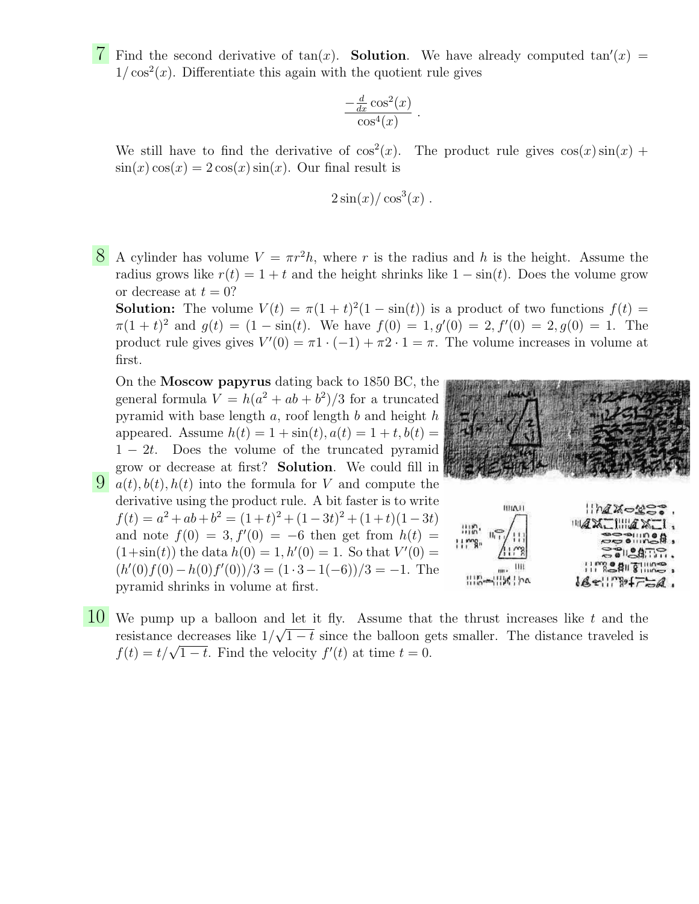**7** Find the second derivative of $\tan(x)$. **Solution**. We have already computed $\tan'(x) = 1/\cos^2(x)$. Differentiate this again with the quotient rule gives

$$\frac{-\frac{d}{dx}\cos^2(x)}{\cos^4(x)} .$$

We still have to find the derivative of $\cos^2(x)$. The product rule gives $\cos(x)\sin(x) + \sin(x)\cos(x) = 2\cos(x)\sin(x)$. Our final result is

$$2\sin(x)/\cos^3(x) .$$

**8** A cylinder has volume $V = \pi r^2 h$, where $r$ is the radius and $h$ is the height. Assume the radius grows like $r(t) = 1 + t$ and the height shrinks like $1 - \sin(t)$. Does the volume grow or decrease at $t = 0$?

**Solution:** The volume $V(t) = \pi(1+t)^2(1-\sin(t))$ is a product of two functions $f(t) = \pi(1+t)^2$ and $g(t) = (1 - \sin(t))$. We have $f(0) = 1, g'(0) = 2, f'(0) = 2, g(0) = 1$. The product rule gives gives $V'(0) = \pi 1 \cdot (-1) + \pi 2 \cdot 1 = \pi$. The volume increases in volume at first.

**9** On the **Moscow papyrus** dating back to 1850 BC, the general formula $V = h(a^2 + ab + b^2)/3$ for a truncated pyramid with base length $a$, roof length $b$ and height $h$ appeared. Assume $h(t) = 1 + \sin(t), a(t) = 1 + t, b(t) = 1 - 2t$. Does the volume of the truncated pyramid grow or decrease at first? **Solution**. We could fill in $a(t), b(t), h(t)$ into the formula for $V$ and compute the derivative using the product rule. A bit faster is to write $f(t) = a^2 + ab + b^2 = (1+t)^2 + (1-3t)^2 + (1+t)(1-3t)$ and note $f(0) = 3, f'(0) = -6$ then get from $h(t) = (1+\sin(t))$ the data $h(0) = 1, h'(0) = 1$. So that $V'(0) = (h'(0)f(0) - h(0)f'(0))/3 = (1 \cdot 3 - 1(-6))/3 = -1$. The pyramid shrinks in volume at first.

**10** We pump up a balloon and let it fly. Assume that the thrust increases like $t$ and the resistance decreases like $1/\sqrt{1-t}$ since the balloon gets smaller. The distance traveled is $f(t) = t/\sqrt{1-t}$. Find the velocity $f'(t)$ at time $t = 0$.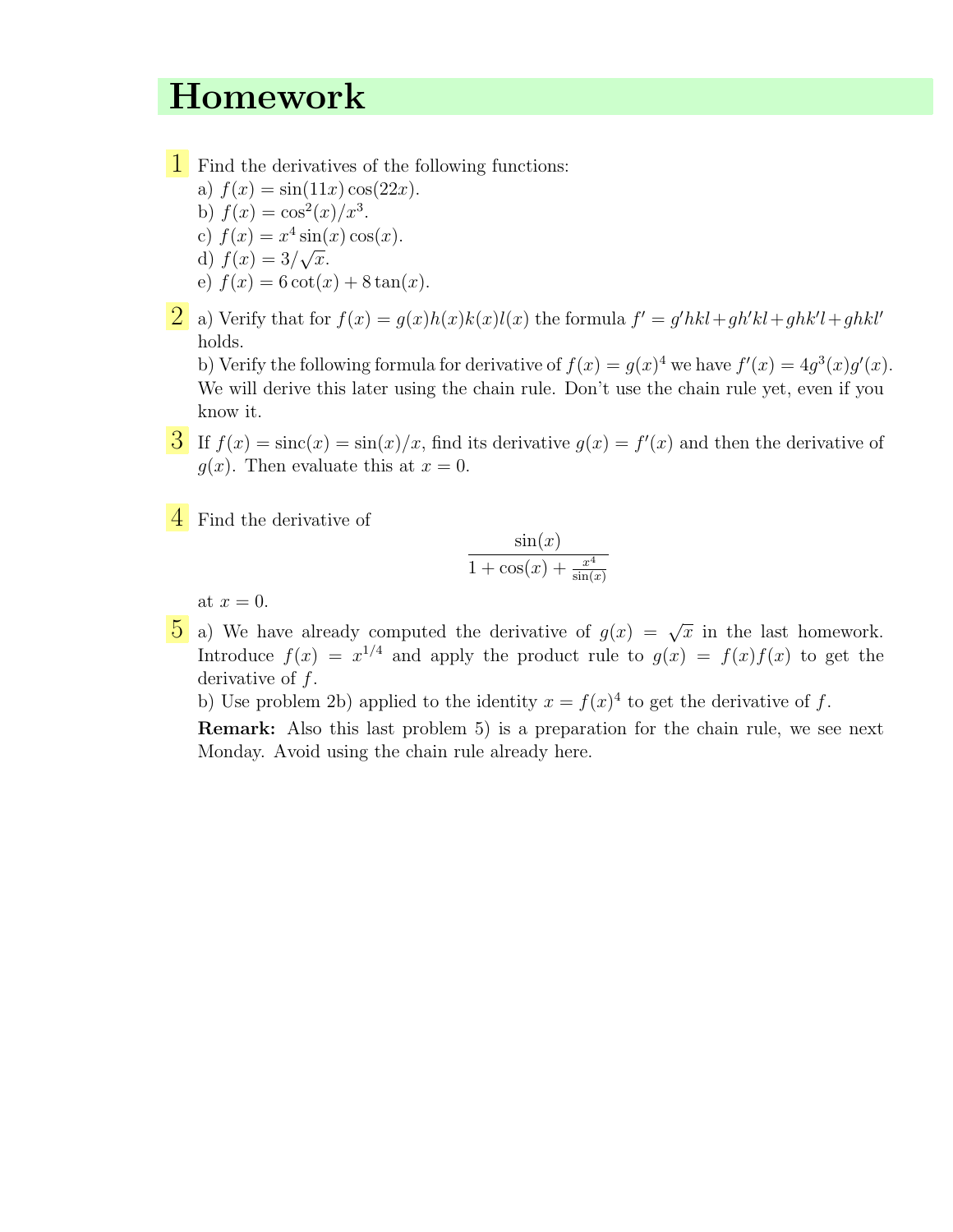# Homework

**1** Find the derivatives of the following functions:
a) $f(x) = \sin(11x)\cos(22x)$.
b) $f(x) = \cos^2(x)/x^3$.
c) $f(x) = x^4 \sin(x)\cos(x)$.
d) $f(x) = 3/\sqrt{x}$.
e) $f(x) = 6\cot(x) + 8\tan(x)$.

**2** a) Verify that for $f(x) = g(x)h(x)k(x)l(x)$ the formula $f' = g'hkl + gh'kl + ghk'l + ghkl'$ holds.
b) Verify the following formula for derivative of $f(x) = g(x)^4$ we have $f'(x) = 4g^3(x)g'(x)$. We will derive this later using the chain rule. Don't use the chain rule yet, even if you know it.

**3** If $f(x) = \text{sinc}(x) = \sin(x)/x$, find its derivative $g(x) = f'(x)$ and then the derivative of $g(x)$. Then evaluate this at $x = 0$.

**4** Find the derivative of

$$\frac{\sin(x)}{1 + \cos(x) + \frac{x^4}{\sin(x)}}$$

at $x = 0$.

**5** a) We have already computed the derivative of $g(x) = \sqrt{x}$ in the last homework. Introduce $f(x) = x^{1/4}$ and apply the product rule to $g(x) = f(x)f(x)$ to get the derivative of $f$.
b) Use problem 2b) applied to the identity $x = f(x)^4$ to get the derivative of $f$.

**Remark:** Also this last problem 5) is a preparation for the chain rule, we see next Monday. Avoid using the chain rule already here.